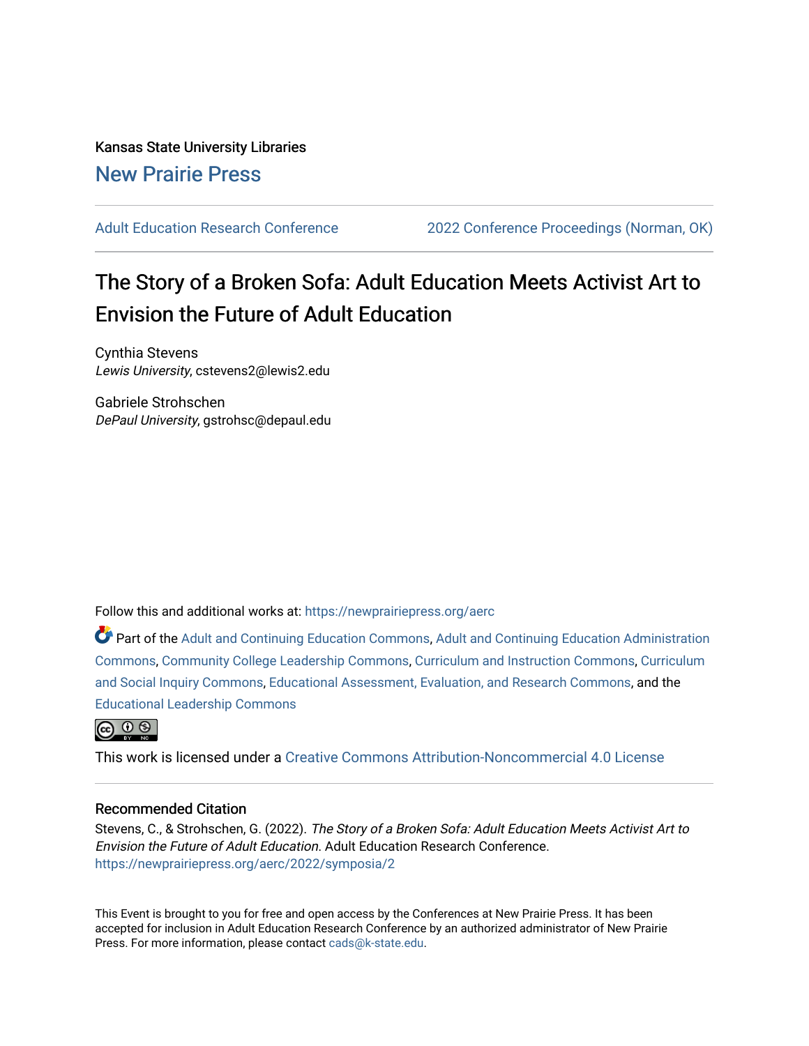Kansas State University Libraries

New Prairie Press

Adult Education Research Conference | 2022 Conference Proceedings (Norman, OK)

# The Story of a Broken Sofa: Adult Education Meets Activist Art to Envision the Future of Adult Education

Cynthia Stevens
*Lewis University*, cstevens2@lewis2.edu

Gabriele Strohschen
*DePaul University*, gstrohsc@depaul.edu

Follow this and additional works at: https://newprairiepress.org/aerc

Part of the Adult and Continuing Education Commons, Adult and Continuing Education Administration Commons, Community College Leadership Commons, Curriculum and Instruction Commons, Curriculum and Social Inquiry Commons, Educational Assessment, Evaluation, and Research Commons, and the Educational Leadership Commons

This work is licensed under a Creative Commons Attribution-Noncommercial 4.0 License

## Recommended Citation

Stevens, C., & Strohschen, G. (2022). *The Story of a Broken Sofa: Adult Education Meets Activist Art to Envision the Future of Adult Education*. Adult Education Research Conference. https://newprairiepress.org/aerc/2022/symposia/2

This Event is brought to you for free and open access by the Conferences at New Prairie Press. It has been accepted for inclusion in Adult Education Research Conference by an authorized administrator of New Prairie Press. For more information, please contact cads@k-state.edu.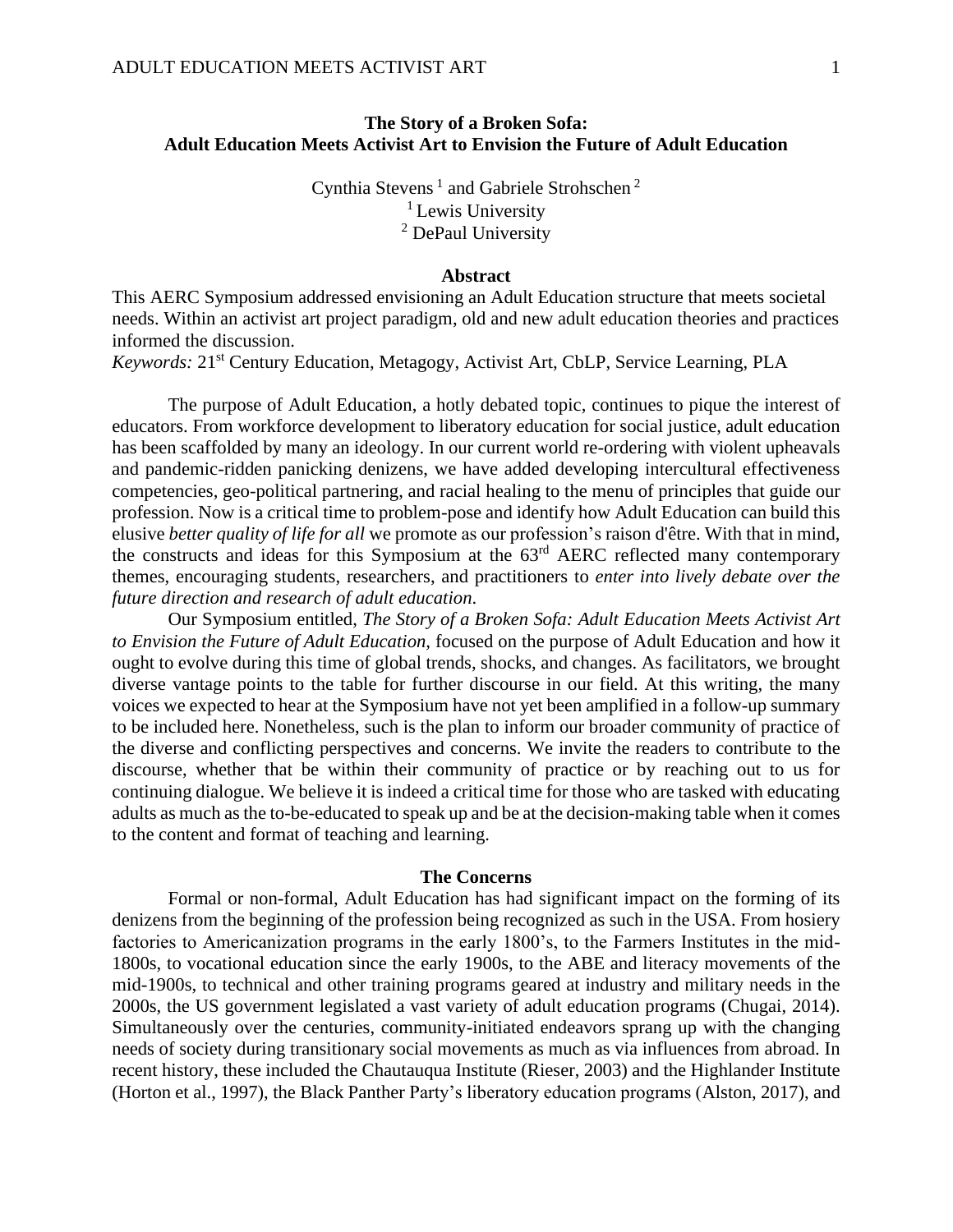# The Story of a Broken Sofa: Adult Education Meets Activist Art to Envision the Future of Adult Education

Cynthia Stevens [1] and Gabriele Strohschen [2]

[1] Lewis University

[2] DePaul University

## Abstract

This AERC Symposium addressed envisioning an Adult Education structure that meets societal needs. Within an activist art project paradigm, old and new adult education theories and practices informed the discussion.

*Keywords:* 21st Century Education, Metagogy, Activist Art, CbLP, Service Learning, PLA

The purpose of Adult Education, a hotly debated topic, continues to pique the interest of educators. From workforce development to liberatory education for social justice, adult education has been scaffolded by many an ideology. In our current world re-ordering with violent upheavals and pandemic-ridden panicking denizens, we have added developing intercultural effectiveness competencies, geo-political partnering, and racial healing to the menu of principles that guide our profession. Now is a critical time to problem-pose and identify how Adult Education can build this elusive *better quality of life for all* we promote as our profession's raison d'être. With that in mind, the constructs and ideas for this Symposium at the 63rd AERC reflected many contemporary themes, encouraging students, researchers, and practitioners to *enter into lively debate over the future direction and research of adult education*.

Our Symposium entitled, *The Story of a Broken Sofa: Adult Education Meets Activist Art to Envision the Future of Adult Education,* focused on the purpose of Adult Education and how it ought to evolve during this time of global trends, shocks, and changes. As facilitators, we brought diverse vantage points to the table for further discourse in our field. At this writing, the many voices we expected to hear at the Symposium have not yet been amplified in a follow-up summary to be included here. Nonetheless, such is the plan to inform our broader community of practice of the diverse and conflicting perspectives and concerns. We invite the readers to contribute to the discourse, whether that be within their community of practice or by reaching out to us for continuing dialogue. We believe it is indeed a critical time for those who are tasked with educating adults as much as the to-be-educated to speak up and be at the decision-making table when it comes to the content and format of teaching and learning.

## The Concerns

Formal or non-formal, Adult Education has had significant impact on the forming of its denizens from the beginning of the profession being recognized as such in the USA. From hosiery factories to Americanization programs in the early 1800's, to the Farmers Institutes in the mid-1800s, to vocational education since the early 1900s, to the ABE and literacy movements of the mid-1900s, to technical and other training programs geared at industry and military needs in the 2000s, the US government legislated a vast variety of adult education programs (Chugai, 2014). Simultaneously over the centuries, community-initiated endeavors sprang up with the changing needs of society during transitionary social movements as much as via influences from abroad. In recent history, these included the Chautauqua Institute (Rieser, 2003) and the Highlander Institute (Horton et al., 1997), the Black Panther Party's liberatory education programs (Alston, 2017), and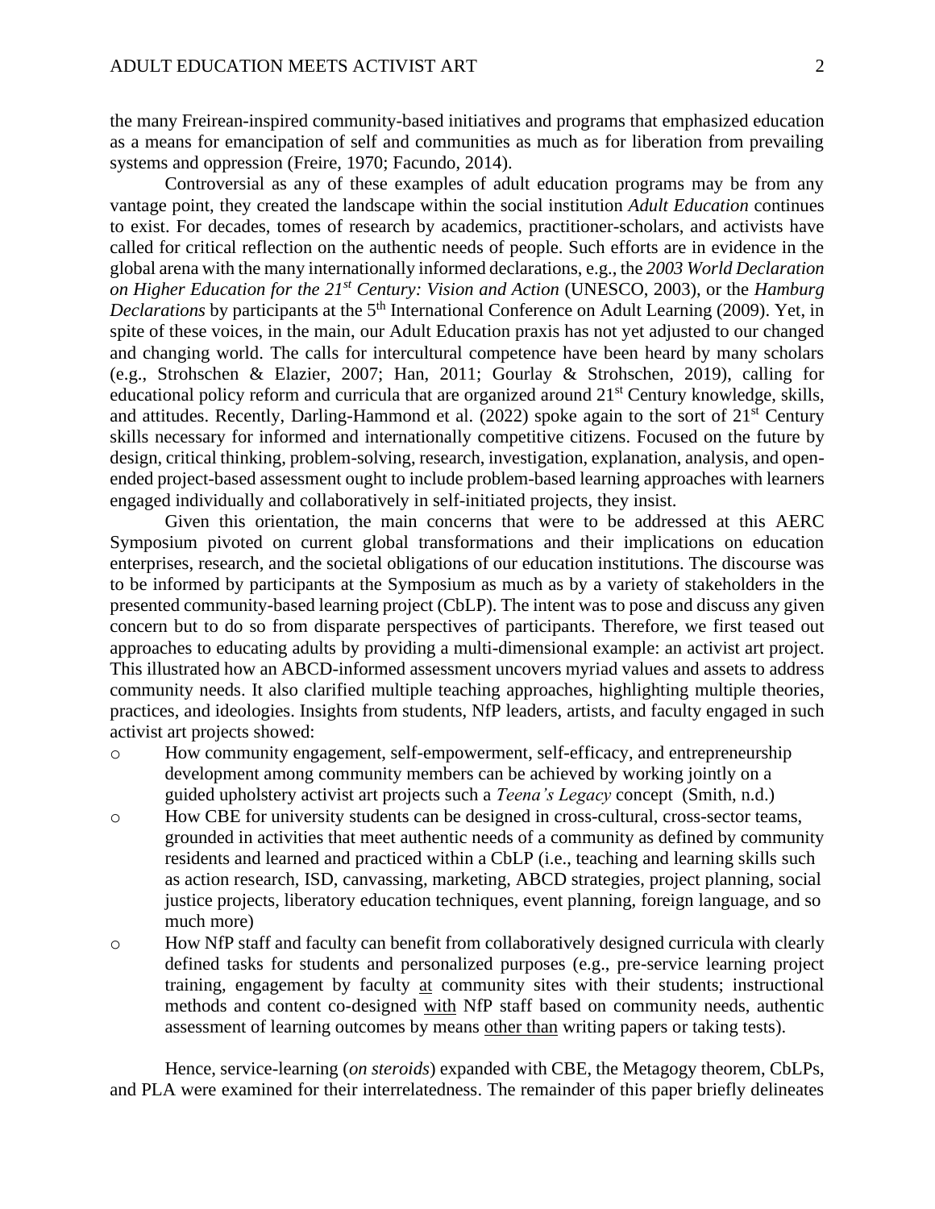the many Freirean-inspired community-based initiatives and programs that emphasized education as a means for emancipation of self and communities as much as for liberation from prevailing systems and oppression (Freire, 1970; Facundo, 2014).

Controversial as any of these examples of adult education programs may be from any vantage point, they created the landscape within the social institution *Adult Education* continues to exist. For decades, tomes of research by academics, practitioner-scholars, and activists have called for critical reflection on the authentic needs of people. Such efforts are in evidence in the global arena with the many internationally informed declarations, e.g., the *2003 World Declaration on Higher Education for the 21st Century: Vision and Action* (UNESCO, 2003), or the *Hamburg Declarations* by participants at the 5th International Conference on Adult Learning (2009). Yet, in spite of these voices, in the main, our Adult Education praxis has not yet adjusted to our changed and changing world. The calls for intercultural competence have been heard by many scholars (e.g., Strohschen & Elazier, 2007; Han, 2011; Gourlay & Strohschen, 2019), calling for educational policy reform and curricula that are organized around 21st Century knowledge, skills, and attitudes. Recently, Darling-Hammond et al. (2022) spoke again to the sort of 21st Century skills necessary for informed and internationally competitive citizens. Focused on the future by design, critical thinking, problem-solving, research, investigation, explanation, analysis, and open-ended project-based assessment ought to include problem-based learning approaches with learners engaged individually and collaboratively in self-initiated projects, they insist.

Given this orientation, the main concerns that were to be addressed at this AERC Symposium pivoted on current global transformations and their implications on education enterprises, research, and the societal obligations of our education institutions. The discourse was to be informed by participants at the Symposium as much as by a variety of stakeholders in the presented community-based learning project (CbLP). The intent was to pose and discuss any given concern but to do so from disparate perspectives of participants. Therefore, we first teased out approaches to educating adults by providing a multi-dimensional example: an activist art project. This illustrated how an ABCD-informed assessment uncovers myriad values and assets to address community needs. It also clarified multiple teaching approaches, highlighting multiple theories, practices, and ideologies. Insights from students, NfP leaders, artists, and faculty engaged in such activist art projects showed:

- How community engagement, self-empowerment, self-efficacy, and entrepreneurship development among community members can be achieved by working jointly on a guided upholstery activist art projects such a *Teena's Legacy* concept (Smith, n.d.)
- How CBE for university students can be designed in cross-cultural, cross-sector teams, grounded in activities that meet authentic needs of a community as defined by community residents and learned and practiced within a CbLP (i.e., teaching and learning skills such as action research, ISD, canvassing, marketing, ABCD strategies, project planning, social justice projects, liberatory education techniques, event planning, foreign language, and so much more)
- How NfP staff and faculty can benefit from collaboratively designed curricula with clearly defined tasks for students and personalized purposes (e.g., pre-service learning project training, engagement by faculty <u>at</u> community sites with their students; instructional methods and content co-designed <u>with</u> NfP staff based on community needs, authentic assessment of learning outcomes by means <u>other than</u> writing papers or taking tests).

Hence, service-learning (*on steroids*) expanded with CBE, the Metagogy theorem, CbLPs, and PLA were examined for their interrelatedness. The remainder of this paper briefly delineates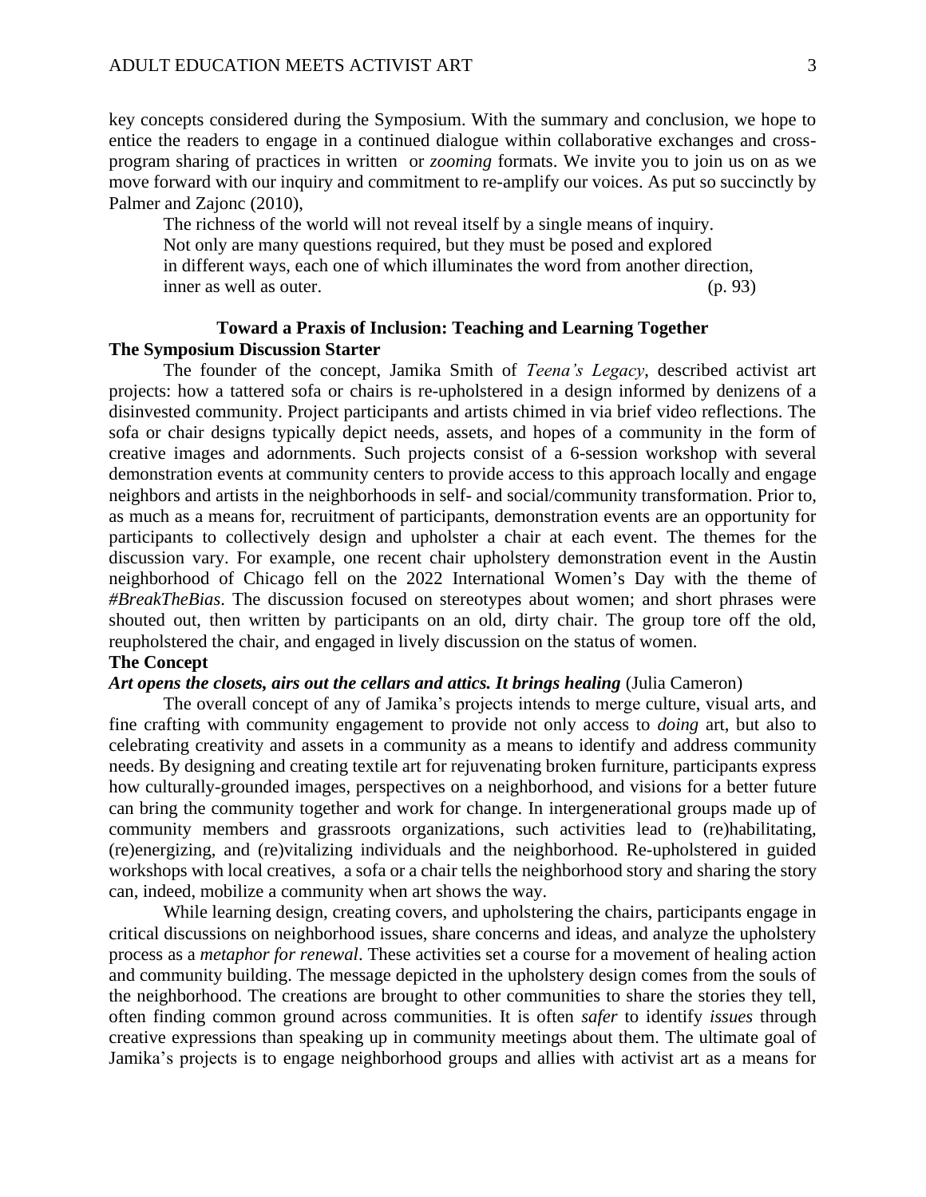key concepts considered during the Symposium. With the summary and conclusion, we hope to entice the readers to engage in a continued dialogue within collaborative exchanges and cross-program sharing of practices in written or *zooming* formats. We invite you to join us on as we move forward with our inquiry and commitment to re-amplify our voices. As put so succinctly by Palmer and Zajonc (2010),

> The richness of the world will not reveal itself by a single means of inquiry.
> Not only are many questions required, but they must be posed and explored
> in different ways, each one of which illuminates the word from another direction,
> inner as well as outer. (p. 93)

## Toward a Praxis of Inclusion: Teaching and Learning Together

### The Symposium Discussion Starter

The founder of the concept, Jamika Smith of *Teena's Legacy*, described activist art projects: how a tattered sofa or chairs is re-upholstered in a design informed by denizens of a disinvested community. Project participants and artists chimed in via brief video reflections. The sofa or chair designs typically depict needs, assets, and hopes of a community in the form of creative images and adornments. Such projects consist of a 6-session workshop with several demonstration events at community centers to provide access to this approach locally and engage neighbors and artists in the neighborhoods in self- and social/community transformation. Prior to, as much as a means for, recruitment of participants, demonstration events are an opportunity for participants to collectively design and upholster a chair at each event. The themes for the discussion vary. For example, one recent chair upholstery demonstration event in the Austin neighborhood of Chicago fell on the 2022 International Women's Day with the theme of ***#BreakTheBias***. The discussion focused on stereotypes about women; and short phrases were shouted out, then written by participants on an old, dirty chair. The group tore off the old, reupholstered the chair, and engaged in lively discussion on the status of women.

### The Concept

***Art opens the closets, airs out the cellars and attics. It brings healing*** (Julia Cameron)

The overall concept of any of Jamika's projects intends to merge culture, visual arts, and fine crafting with community engagement to provide not only access to *doing* art, but also to celebrating creativity and assets in a community as a means to identify and address community needs. By designing and creating textile art for rejuvenating broken furniture, participants express how culturally-grounded images, perspectives on a neighborhood, and visions for a better future can bring the community together and work for change. In intergenerational groups made up of community members and grassroots organizations, such activities lead to (re)habilitating, (re)energizing, and (re)vitalizing individuals and the neighborhood. Re-upholstered in guided workshops with local creatives, a sofa or a chair tells the neighborhood story and sharing the story can, indeed, mobilize a community when art shows the way.

While learning design, creating covers, and upholstering the chairs, participants engage in critical discussions on neighborhood issues, share concerns and ideas, and analyze the upholstery process as a *metaphor for renewal*. These activities set a course for a movement of healing action and community building. The message depicted in the upholstery design comes from the souls of the neighborhood. The creations are brought to other communities to share the stories they tell, often finding common ground across communities. It is often *safer* to identify *issues* through creative expressions than speaking up in community meetings about them. The ultimate goal of Jamika's projects is to engage neighborhood groups and allies with activist art as a means for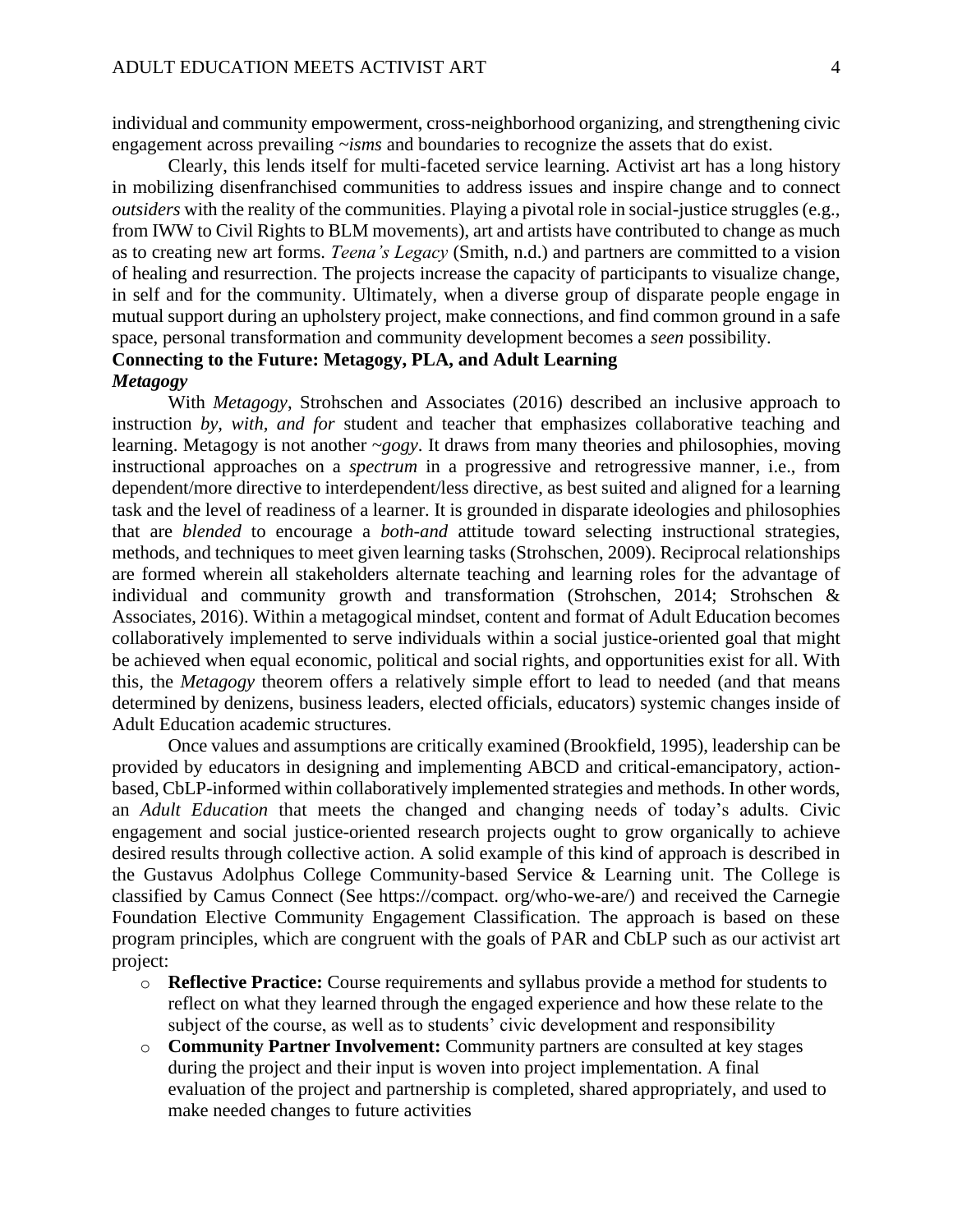individual and community empowerment, cross-neighborhood organizing, and strengthening civic engagement across prevailing ~*isms* and boundaries to recognize the assets that do exist.

Clearly, this lends itself for multi-faceted service learning. Activist art has a long history in mobilizing disenfranchised communities to address issues and inspire change and to connect *outsiders* with the reality of the communities. Playing a pivotal role in social-justice struggles (e.g., from IWW to Civil Rights to BLM movements), art and artists have contributed to change as much as to creating new art forms. *Teena's Legacy* (Smith, n.d.) and partners are committed to a vision of healing and resurrection. The projects increase the capacity of participants to visualize change, in self and for the community. Ultimately, when a diverse group of disparate people engage in mutual support during an upholstery project, make connections, and find common ground in a safe space, personal transformation and community development becomes a *seen* possibility.

## Connecting to the Future: Metagogy, PLA, and Adult Learning

### *Metagogy*

With *Metagogy*, Strohschen and Associates (2016) described an inclusive approach to instruction *by, with, and for* student and teacher that emphasizes collaborative teaching and learning. Metagogy is not another ~*gogy*. It draws from many theories and philosophies, moving instructional approaches on a *spectrum* in a progressive and retrogressive manner, i.e., from dependent/more directive to interdependent/less directive, as best suited and aligned for a learning task and the level of readiness of a learner. It is grounded in disparate ideologies and philosophies that are *blended* to encourage a *both-and* attitude toward selecting instructional strategies, methods, and techniques to meet given learning tasks (Strohschen, 2009). Reciprocal relationships are formed wherein all stakeholders alternate teaching and learning roles for the advantage of individual and community growth and transformation (Strohschen, 2014; Strohschen & Associates, 2016). Within a metagogical mindset, content and format of Adult Education becomes collaboratively implemented to serve individuals within a social justice-oriented goal that might be achieved when equal economic, political and social rights, and opportunities exist for all. With this, the *Metagogy* theorem offers a relatively simple effort to lead to needed (and that means determined by denizens, business leaders, elected officials, educators) systemic changes inside of Adult Education academic structures.

Once values and assumptions are critically examined (Brookfield, 1995), leadership can be provided by educators in designing and implementing ABCD and critical-emancipatory, action-based, CbLP-informed within collaboratively implemented strategies and methods. In other words, an *Adult Education* that meets the changed and changing needs of today's adults. Civic engagement and social justice-oriented research projects ought to grow organically to achieve desired results through collective action. A solid example of this kind of approach is described in the Gustavus Adolphus College Community-based Service & Learning unit. The College is classified by Camus Connect (See https://compact. org/who-we-are/) and received the Carnegie Foundation Elective Community Engagement Classification. The approach is based on these program principles, which are congruent with the goals of PAR and CbLP such as our activist art project:

- **Reflective Practice:** Course requirements and syllabus provide a method for students to reflect on what they learned through the engaged experience and how these relate to the subject of the course, as well as to students' civic development and responsibility
- **Community Partner Involvement:** Community partners are consulted at key stages during the project and their input is woven into project implementation. A final evaluation of the project and partnership is completed, shared appropriately, and used to make needed changes to future activities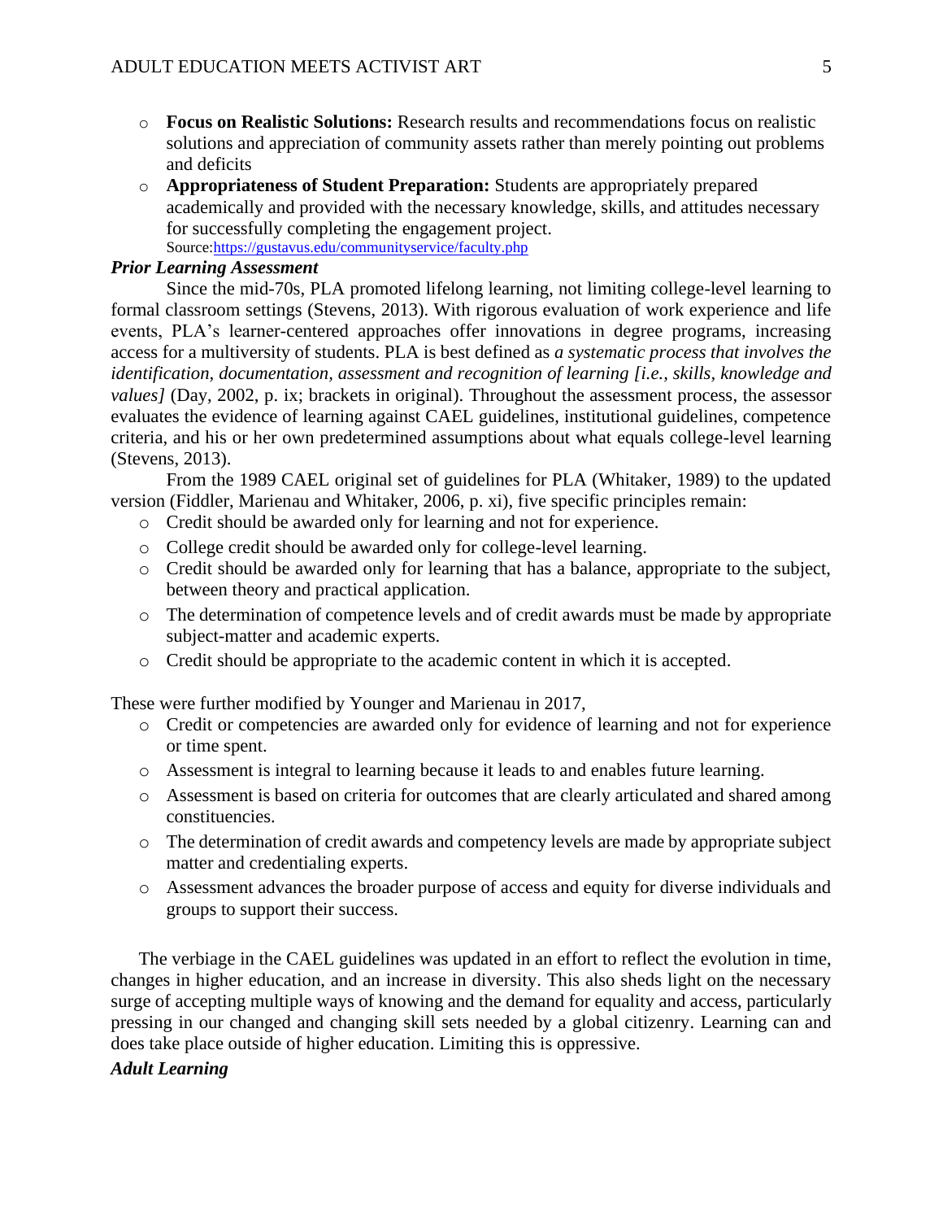- **Focus on Realistic Solutions:** Research results and recommendations focus on realistic solutions and appreciation of community assets rather than merely pointing out problems and deficits
- **Appropriateness of Student Preparation:** Students are appropriately prepared academically and provided with the necessary knowledge, skills, and attitudes necessary for successfully completing the engagement project.
  Source:https://gustavus.edu/communityservice/faculty.php

***Prior Learning Assessment***

Since the mid-70s, PLA promoted lifelong learning, not limiting college-level learning to formal classroom settings (Stevens, 2013). With rigorous evaluation of work experience and life events, PLA's learner-centered approaches offer innovations in degree programs, increasing access for a multiversity of students. PLA is best defined as *a systematic process that involves the identification, documentation, assessment and recognition of learning [i.e., skills, knowledge and values]* (Day, 2002, p. ix; brackets in original). Throughout the assessment process, the assessor evaluates the evidence of learning against CAEL guidelines, institutional guidelines, competence criteria, and his or her own predetermined assumptions about what equals college-level learning (Stevens, 2013).

From the 1989 CAEL original set of guidelines for PLA (Whitaker, 1989) to the updated version (Fiddler, Marienau and Whitaker, 2006, p. xi), five specific principles remain:

- Credit should be awarded only for learning and not for experience.
- College credit should be awarded only for college-level learning.
- Credit should be awarded only for learning that has a balance, appropriate to the subject, between theory and practical application.
- The determination of competence levels and of credit awards must be made by appropriate subject-matter and academic experts.
- Credit should be appropriate to the academic content in which it is accepted.

These were further modified by Younger and Marienau in 2017,

- Credit or competencies are awarded only for evidence of learning and not for experience or time spent.
- Assessment is integral to learning because it leads to and enables future learning.
- Assessment is based on criteria for outcomes that are clearly articulated and shared among constituencies.
- The determination of credit awards and competency levels are made by appropriate subject matter and credentialing experts.
- Assessment advances the broader purpose of access and equity for diverse individuals and groups to support their success.

The verbiage in the CAEL guidelines was updated in an effort to reflect the evolution in time, changes in higher education, and an increase in diversity. This also sheds light on the necessary surge of accepting multiple ways of knowing and the demand for equality and access, particularly pressing in our changed and changing skill sets needed by a global citizenry. Learning can and does take place outside of higher education. Limiting this is oppressive.

***Adult Learning***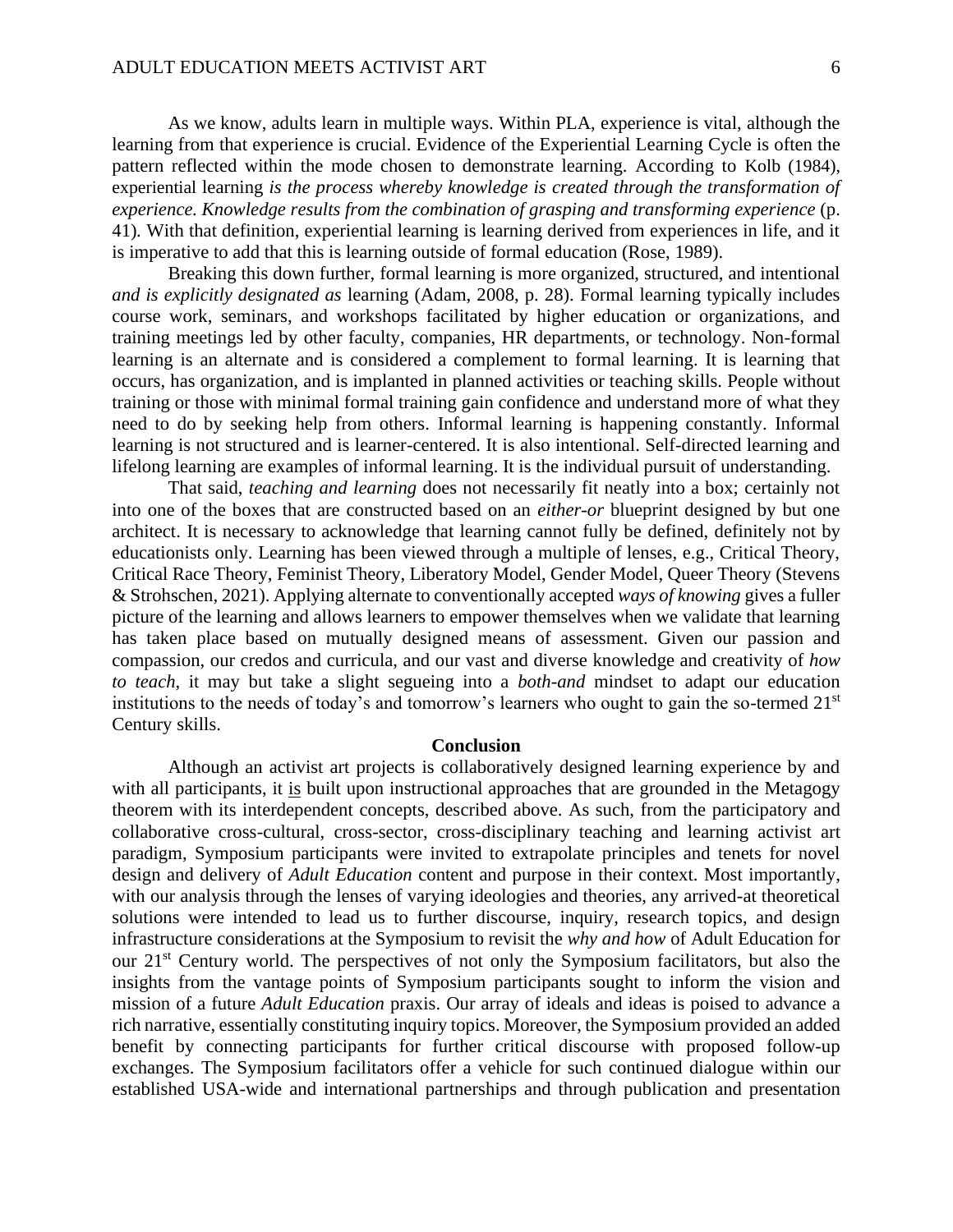As we know, adults learn in multiple ways. Within PLA, experience is vital, although the learning from that experience is crucial. Evidence of the Experiential Learning Cycle is often the pattern reflected within the mode chosen to demonstrate learning. According to Kolb (1984), experiential learning *is the process whereby knowledge is created through the transformation of experience. Knowledge results from the combination of grasping and transforming experience* (p. 41). With that definition, experiential learning is learning derived from experiences in life, and it is imperative to add that this is learning outside of formal education (Rose, 1989).

Breaking this down further, formal learning is more organized, structured, and intentional *and is explicitly designated as* learning (Adam, 2008, p. 28). Formal learning typically includes course work, seminars, and workshops facilitated by higher education or organizations, and training meetings led by other faculty, companies, HR departments, or technology. Non-formal learning is an alternate and is considered a complement to formal learning. It is learning that occurs, has organization, and is implanted in planned activities or teaching skills. People without training or those with minimal formal training gain confidence and understand more of what they need to do by seeking help from others. Informal learning is happening constantly. Informal learning is not structured and is learner-centered. It is also intentional. Self-directed learning and lifelong learning are examples of informal learning. It is the individual pursuit of understanding.

That said, *teaching and learning* does not necessarily fit neatly into a box; certainly not into one of the boxes that are constructed based on an *either-or* blueprint designed by but one architect. It is necessary to acknowledge that learning cannot fully be defined, definitely not by educationists only. Learning has been viewed through a multiple of lenses, e.g., Critical Theory, Critical Race Theory, Feminist Theory, Liberatory Model, Gender Model, Queer Theory (Stevens & Strohschen, 2021). Applying alternate to conventionally accepted *ways of knowing* gives a fuller picture of the learning and allows learners to empower themselves when we validate that learning has taken place based on mutually designed means of assessment. Given our passion and compassion, our credos and curricula, and our vast and diverse knowledge and creativity of *how to teach*, it may but take a slight segueing into a *both-and* mindset to adapt our education institutions to the needs of today's and tomorrow's learners who ought to gain the so-termed 21st Century skills.

## Conclusion

Although an activist art projects is collaboratively designed learning experience by and with all participants, it is built upon instructional approaches that are grounded in the Metagogy theorem with its interdependent concepts, described above. As such, from the participatory and collaborative cross-cultural, cross-sector, cross-disciplinary teaching and learning activist art paradigm, Symposium participants were invited to extrapolate principles and tenets for novel design and delivery of *Adult Education* content and purpose in their context. Most importantly, with our analysis through the lenses of varying ideologies and theories, any arrived-at theoretical solutions were intended to lead us to further discourse, inquiry, research topics, and design infrastructure considerations at the Symposium to revisit the *why and how* of Adult Education for our 21st Century world. The perspectives of not only the Symposium facilitators, but also the insights from the vantage points of Symposium participants sought to inform the vision and mission of a future *Adult Education* praxis. Our array of ideals and ideas is poised to advance a rich narrative, essentially constituting inquiry topics. Moreover, the Symposium provided an added benefit by connecting participants for further critical discourse with proposed follow-up exchanges. The Symposium facilitators offer a vehicle for such continued dialogue within our established USA-wide and international partnerships and through publication and presentation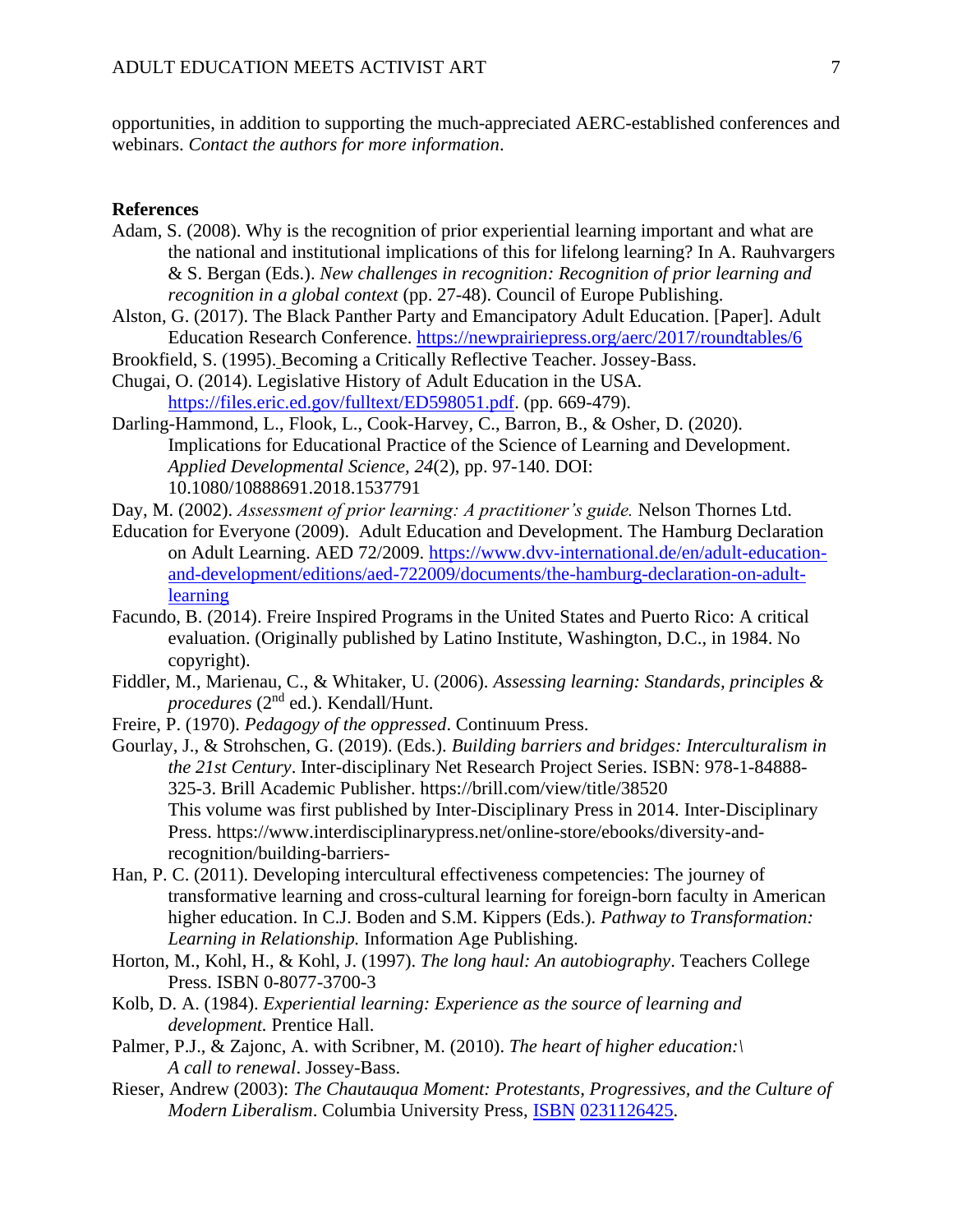opportunities, in addition to supporting the much-appreciated AERC-established conferences and webinars. *Contact the authors for more information*.

**References**

Adam, S. (2008). Why is the recognition of prior experiential learning important and what are the national and institutional implications of this for lifelong learning? In A. Rauhvargers & S. Bergan (Eds.). *New challenges in recognition: Recognition of prior learning and recognition in a global context* (pp. 27-48). Council of Europe Publishing.

Alston, G. (2017). The Black Panther Party and Emancipatory Adult Education. [Paper]. Adult Education Research Conference. https://newprairiepress.org/aerc/2017/roundtables/6

Brookfield, S. (1995). Becoming a Critically Reflective Teacher. Jossey-Bass.

Chugai, O. (2014). Legislative History of Adult Education in the USA. https://files.eric.ed.gov/fulltext/ED598051.pdf. (pp. 669-479).

Darling-Hammond, L., Flook, L., Cook-Harvey, C., Barron, B., & Osher, D. (2020). Implications for Educational Practice of the Science of Learning and Development. *Applied Developmental Science, 24*(2), pp. 97-140. DOI: 10.1080/10888691.2018.1537791

Day, M. (2002). *Assessment of prior learning: A practitioner's guide.* Nelson Thornes Ltd.

Education for Everyone (2009). Adult Education and Development. The Hamburg Declaration on Adult Learning. AED 72/2009. https://www.dvv-international.de/en/adult-education-and-development/editions/aed-722009/documents/the-hamburg-declaration-on-adult-learning

Facundo, B. (2014). Freire Inspired Programs in the United States and Puerto Rico: A critical evaluation. (Originally published by Latino Institute, Washington, D.C., in 1984. No copyright).

Fiddler, M., Marienau, C., & Whitaker, U. (2006). *Assessing learning: Standards, principles & procedures* (2nd ed.). Kendall/Hunt.

Freire, P. (1970). *Pedagogy of the oppressed*. Continuum Press.

Gourlay, J., & Strohschen, G. (2019). (Eds.). *Building barriers and bridges: Interculturalism in the 21st Century*. Inter-disciplinary Net Research Project Series. ISBN: 978-1-84888-325-3. Brill Academic Publisher. https://brill.com/view/title/38520
This volume was first published by Inter-Disciplinary Press in 2014. Inter-Disciplinary Press. https://www.interdisciplinarypress.net/online-store/ebooks/diversity-and-recognition/building-barriers-

Han, P. C. (2011). Developing intercultural effectiveness competencies: The journey of transformative learning and cross-cultural learning for foreign-born faculty in American higher education. In C.J. Boden and S.M. Kippers (Eds.). *Pathway to Transformation: Learning in Relationship.* Information Age Publishing.

Horton, M., Kohl, H., & Kohl, J. (1997). *The long haul: An autobiography*. Teachers College Press. ISBN 0-8077-3700-3

Kolb, D. A. (1984). *Experiential learning: Experience as the source of learning and development.* Prentice Hall.

Palmer, P.J., & Zajonc, A. with Scribner, M. (2010). *The heart of higher education:\ A call to renewal*. Jossey-Bass.

Rieser, Andrew (2003): *The Chautauqua Moment: Protestants, Progressives, and the Culture of Modern Liberalism*. Columbia University Press, ISBN 0231126425.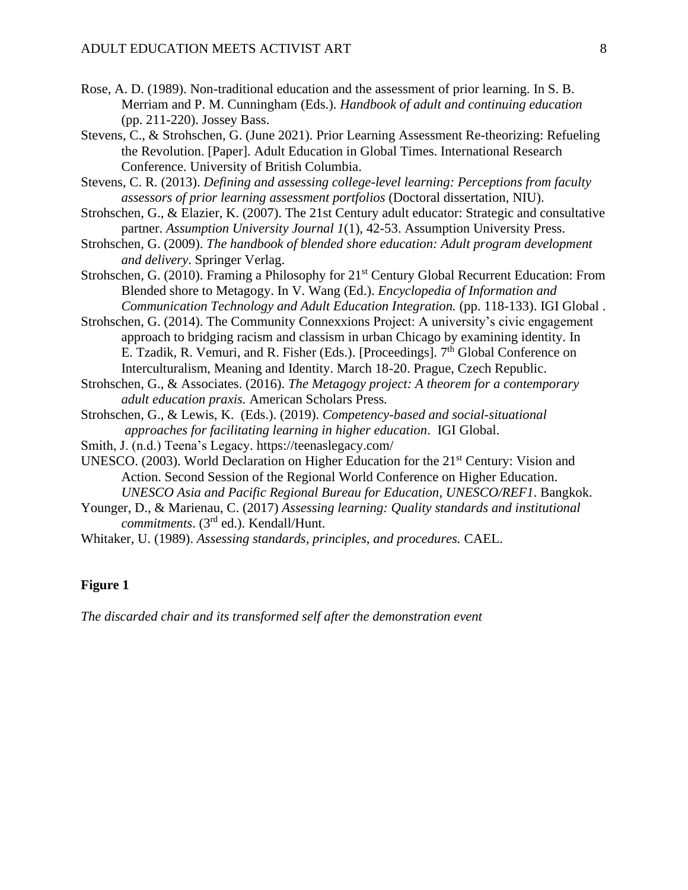Rose, A. D. (1989). Non-traditional education and the assessment of prior learning. In S. B. Merriam and P. M. Cunningham (Eds.). *Handbook of adult and continuing education* (pp. 211-220). Jossey Bass.

Stevens, C., & Strohschen, G. (June 2021). Prior Learning Assessment Re-theorizing: Refueling the Revolution. [Paper]. Adult Education in Global Times. International Research Conference. University of British Columbia.

Stevens, C. R. (2013). *Defining and assessing college-level learning: Perceptions from faculty assessors of prior learning assessment portfolios* (Doctoral dissertation, NIU).

Strohschen, G., & Elazier, K. (2007). The 21st Century adult educator: Strategic and consultative partner. *Assumption University Journal 1*(1), 42-53. Assumption University Press.

Strohschen, G. (2009). *The handbook of blended shore education: Adult program development and delivery*. Springer Verlag.

Strohschen, G. (2010). Framing a Philosophy for 21st Century Global Recurrent Education: From Blended shore to Metagogy. In V. Wang (Ed.). *Encyclopedia of Information and Communication Technology and Adult Education Integration.* (pp. 118-133). IGI Global .

Strohschen, G. (2014). The Community Connexxions Project: A university's civic engagement approach to bridging racism and classism in urban Chicago by examining identity. In E. Tzadik, R. Vemuri, and R. Fisher (Eds.). [Proceedings]. 7th Global Conference on Interculturalism, Meaning and Identity. March 18-20. Prague, Czech Republic.

Strohschen, G., & Associates. (2016). *The Metagogy project: A theorem for a contemporary adult education praxis.* American Scholars Press.

Strohschen, G., & Lewis, K. (Eds.). (2019). *Competency-based and social-situational approaches for facilitating learning in higher education*. IGI Global.

Smith, J. (n.d.) Teena's Legacy. https://teenaslegacy.com/

UNESCO. (2003). World Declaration on Higher Education for the 21st Century: Vision and Action. Second Session of the Regional World Conference on Higher Education. *UNESCO Asia and Pacific Regional Bureau for Education, UNESCO/REF1*. Bangkok.

Younger, D., & Marienau, C. (2017) *Assessing learning: Quality standards and institutional commitments*. (3rd ed.). Kendall/Hunt.

Whitaker, U. (1989). *Assessing standards, principles, and procedures.* CAEL.

**Figure 1**

*The discarded chair and its transformed self after the demonstration event*